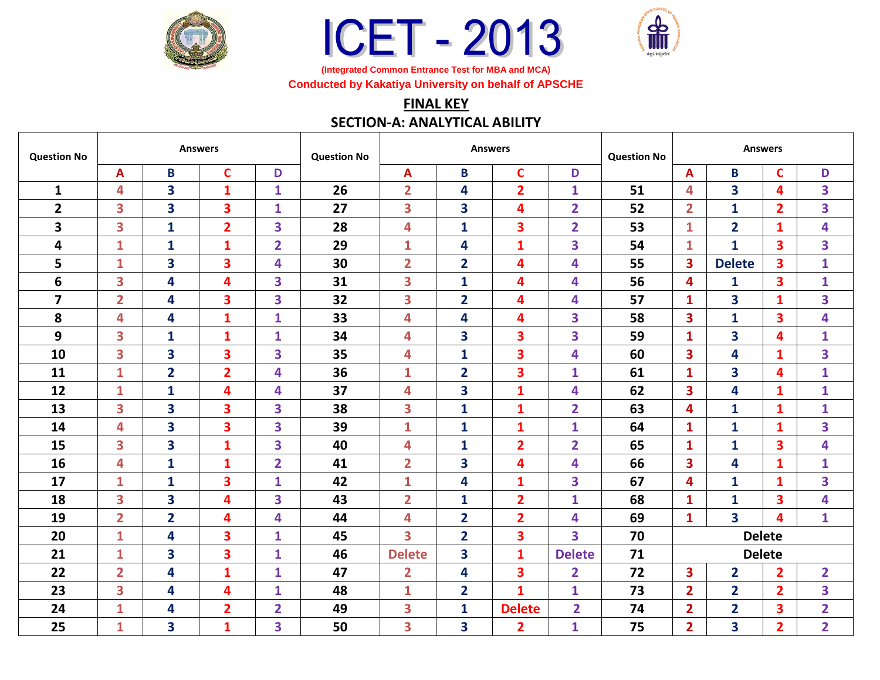# ICET - 2013

(Integrated Common Entrance Test for MBA and MCA)

Conducted by Kakatiya University on behalf of APSCHE

**FINAL KEY**

**SECTION-A: ANALYTICAL ABILITY**

| Question No | Answers | | | | Question No | Answers | | | | Question No | Answers | | | |
|---|---|---|---|---|---|---|---|---|---|---|---|---|---|---|
| | A | B | C | D | | A | B | C | D | | A | B | C | D |
| 1 | 4 | 3 | 1 | 1 | 26 | 2 | 4 | 2 | 1 | 51 | 4 | 3 | 4 | 3 |
| 2 | 3 | 3 | 3 | 1 | 27 | 3 | 3 | 4 | 2 | 52 | 2 | 1 | 2 | 3 |
| 3 | 3 | 1 | 2 | 3 | 28 | 4 | 1 | 3 | 2 | 53 | 1 | 2 | 1 | 4 |
| 4 | 1 | 1 | 1 | 2 | 29 | 1 | 4 | 1 | 3 | 54 | 1 | 1 | 3 | 3 |
| 5 | 1 | 3 | 3 | 4 | 30 | 2 | 2 | 4 | 4 | 55 | 3 | Delete | 3 | 1 |
| 6 | 3 | 4 | 4 | 3 | 31 | 3 | 1 | 4 | 4 | 56 | 4 | 1 | 3 | 1 |
| 7 | 2 | 4 | 3 | 3 | 32 | 3 | 2 | 4 | 4 | 57 | 1 | 3 | 1 | 3 |
| 8 | 4 | 4 | 1 | 1 | 33 | 4 | 4 | 4 | 3 | 58 | 3 | 1 | 3 | 4 |
| 9 | 3 | 1 | 1 | 1 | 34 | 4 | 3 | 3 | 3 | 59 | 1 | 3 | 4 | 1 |
| 10 | 3 | 3 | 3 | 3 | 35 | 4 | 1 | 3 | 4 | 60 | 3 | 4 | 1 | 3 |
| 11 | 1 | 2 | 2 | 4 | 36 | 1 | 2 | 3 | 1 | 61 | 1 | 3 | 4 | 1 |
| 12 | 1 | 1 | 4 | 4 | 37 | 4 | 3 | 1 | 4 | 62 | 3 | 4 | 1 | 1 |
| 13 | 3 | 3 | 3 | 3 | 38 | 3 | 1 | 1 | 2 | 63 | 4 | 1 | 1 | 1 |
| 14 | 4 | 3 | 3 | 3 | 39 | 1 | 1 | 1 | 1 | 64 | 1 | 1 | 1 | 3 |
| 15 | 3 | 3 | 1 | 3 | 40 | 4 | 1 | 2 | 2 | 65 | 1 | 1 | 3 | 4 |
| 16 | 4 | 1 | 1 | 2 | 41 | 2 | 3 | 4 | 4 | 66 | 3 | 4 | 1 | 1 |
| 17 | 1 | 1 | 3 | 1 | 42 | 1 | 4 | 1 | 3 | 67 | 4 | 1 | 1 | 3 |
| 18 | 3 | 3 | 4 | 3 | 43 | 2 | 1 | 2 | 1 | 68 | 1 | 1 | 3 | 4 |
| 19 | 2 | 2 | 4 | 4 | 44 | 4 | 2 | 2 | 4 | 69 | 1 | 3 | 4 | 1 |
| 20 | 1 | 4 | 3 | 1 | 45 | 3 | 2 | 3 | 3 | 70 | Delete | | | |
| 21 | 1 | 3 | 3 | 1 | 46 | Delete | 3 | 1 | Delete | 71 | Delete | | | |
| 22 | 2 | 4 | 1 | 1 | 47 | 2 | 4 | 3 | 2 | 72 | 3 | 2 | 2 | 2 |
| 23 | 3 | 4 | 4 | 1 | 48 | 1 | 2 | 1 | 1 | 73 | 2 | 2 | 2 | 3 |
| 24 | 1 | 4 | 2 | 2 | 49 | 3 | 1 | Delete | 2 | 74 | 2 | 2 | 3 | 2 |
| 25 | 1 | 3 | 1 | 3 | 50 | 3 | 3 | 2 | 1 | 75 | 2 | 3 | 2 | 2 |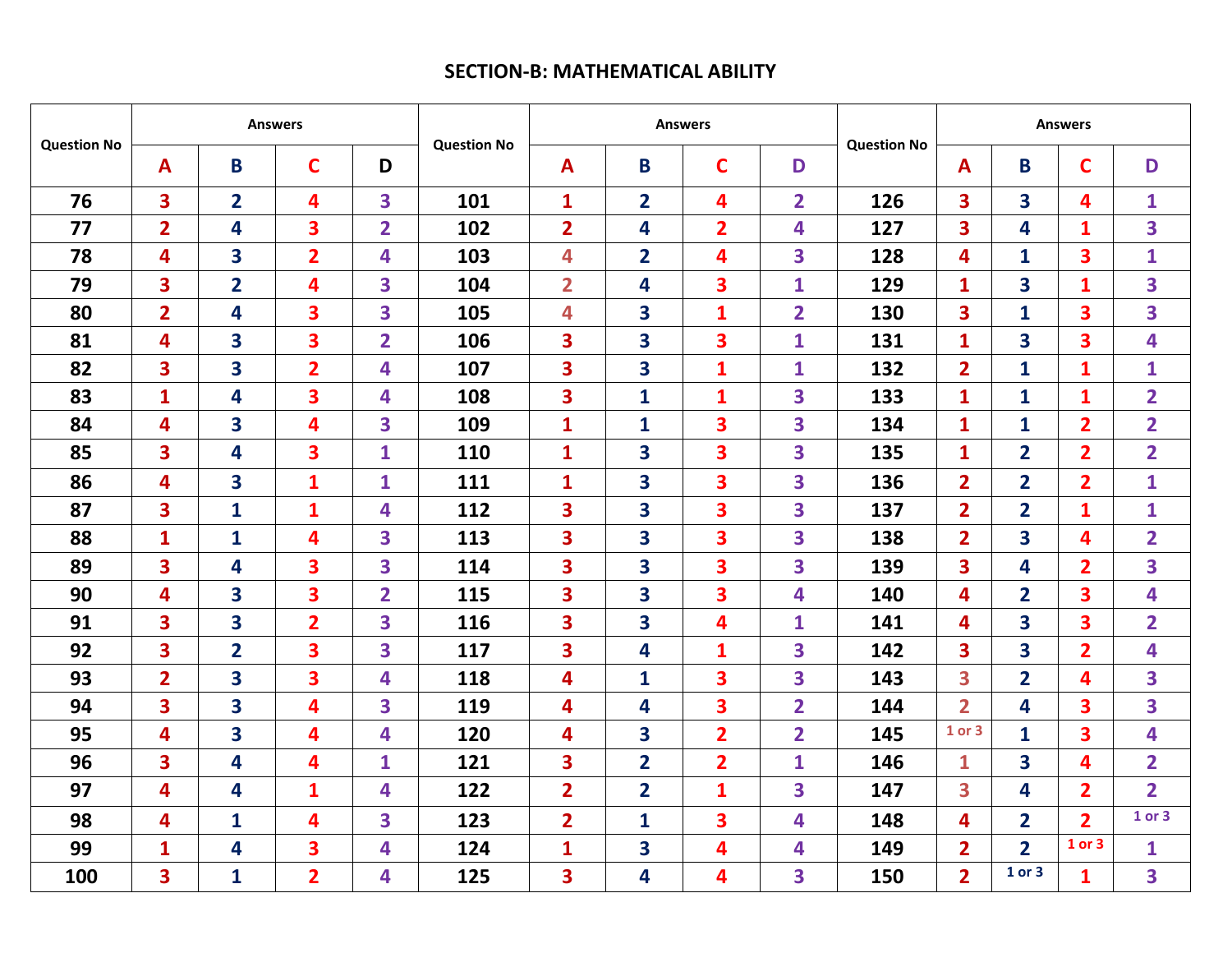# SECTION-B: MATHEMATICAL ABILITY

| Question No | Answers | | | | Question No | Answers | | | | Question No | Answers | | | |
|---|---|---|---|---|---|---|---|---|---|---|---|---|---|---|
| | A | B | C | D | | A | B | C | D | | A | B | C | D |
| 76 | 3 | 2 | 4 | 3 | 101 | 1 | 2 | 4 | 2 | 126 | 3 | 3 | 4 | 1 |
| 77 | 2 | 4 | 3 | 2 | 102 | 2 | 4 | 2 | 4 | 127 | 3 | 4 | 1 | 3 |
| 78 | 4 | 3 | 2 | 4 | 103 | 4 | 2 | 4 | 3 | 128 | 4 | 1 | 3 | 1 |
| 79 | 3 | 2 | 4 | 3 | 104 | 2 | 4 | 3 | 1 | 129 | 1 | 3 | 1 | 3 |
| 80 | 2 | 4 | 3 | 3 | 105 | 4 | 3 | 1 | 2 | 130 | 3 | 1 | 3 | 3 |
| 81 | 4 | 3 | 3 | 2 | 106 | 3 | 3 | 3 | 1 | 131 | 1 | 3 | 3 | 4 |
| 82 | 3 | 3 | 2 | 4 | 107 | 3 | 3 | 1 | 1 | 132 | 2 | 1 | 1 | 1 |
| 83 | 1 | 4 | 3 | 4 | 108 | 3 | 1 | 1 | 3 | 133 | 1 | 1 | 1 | 2 |
| 84 | 4 | 3 | 4 | 3 | 109 | 1 | 1 | 3 | 3 | 134 | 1 | 1 | 2 | 2 |
| 85 | 3 | 4 | 3 | 1 | 110 | 1 | 3 | 3 | 3 | 135 | 1 | 2 | 2 | 2 |
| 86 | 4 | 3 | 1 | 1 | 111 | 1 | 3 | 3 | 3 | 136 | 2 | 2 | 2 | 1 |
| 87 | 3 | 1 | 1 | 4 | 112 | 3 | 3 | 3 | 3 | 137 | 2 | 2 | 1 | 1 |
| 88 | 1 | 1 | 4 | 3 | 113 | 3 | 3 | 3 | 3 | 138 | 2 | 3 | 4 | 2 |
| 89 | 3 | 4 | 3 | 3 | 114 | 3 | 3 | 3 | 3 | 139 | 3 | 4 | 2 | 3 |
| 90 | 4 | 3 | 3 | 2 | 115 | 3 | 3 | 3 | 4 | 140 | 4 | 2 | 3 | 4 |
| 91 | 3 | 3 | 2 | 3 | 116 | 3 | 3 | 4 | 1 | 141 | 4 | 3 | 3 | 2 |
| 92 | 3 | 2 | 3 | 3 | 117 | 3 | 4 | 1 | 3 | 142 | 3 | 3 | 2 | 4 |
| 93 | 2 | 3 | 3 | 4 | 118 | 4 | 1 | 3 | 3 | 143 | 3 | 2 | 4 | 3 |
| 94 | 3 | 3 | 4 | 3 | 119 | 4 | 4 | 3 | 2 | 144 | 2 | 4 | 3 | 3 |
| 95 | 4 | 3 | 4 | 4 | 120 | 4 | 3 | 2 | 2 | 145 | 1 or 3 | 1 | 3 | 4 |
| 96 | 3 | 4 | 4 | 1 | 121 | 3 | 2 | 2 | 1 | 146 | 1 | 3 | 4 | 2 |
| 97 | 4 | 4 | 1 | 4 | 122 | 2 | 2 | 1 | 3 | 147 | 3 | 4 | 2 | 2 |
| 98 | 4 | 1 | 4 | 3 | 123 | 2 | 1 | 3 | 4 | 148 | 4 | 2 | 2 | 1 or 3 |
| 99 | 1 | 4 | 3 | 4 | 124 | 1 | 3 | 4 | 4 | 149 | 2 | 2 | 1 or 3 | 1 |
| 100 | 3 | 1 | 2 | 4 | 125 | 3 | 4 | 4 | 3 | 150 | 2 | 1 or 3 | 1 | 3 |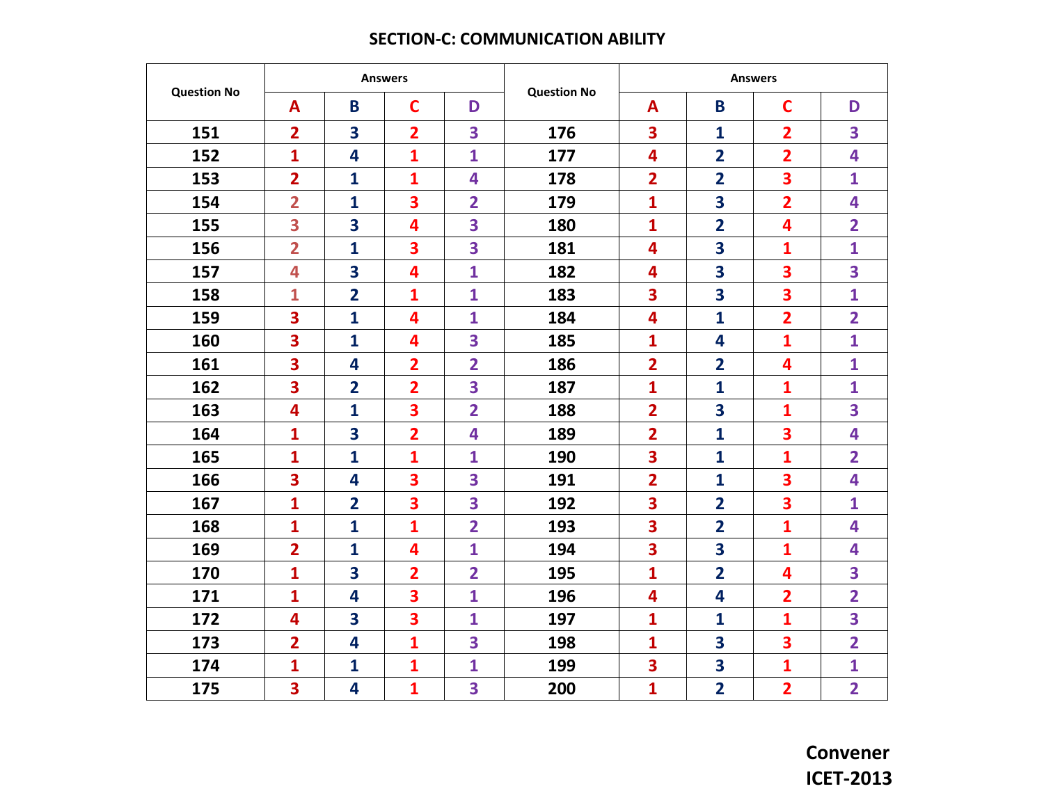## SECTION-C: COMMUNICATION ABILITY

| Question No | Answers | | | | Question No | Answers | | | |
|---|---|---|---|---|---|---|---|---|---|
| | A | B | C | D | | A | B | C | D |
| 151 | 2 | 3 | 2 | 3 | 176 | 3 | 1 | 2 | 3 |
| 152 | 1 | 4 | 1 | 1 | 177 | 4 | 2 | 2 | 4 |
| 153 | 2 | 1 | 1 | 4 | 178 | 2 | 2 | 3 | 1 |
| 154 | 2 | 1 | 3 | 2 | 179 | 1 | 3 | 2 | 4 |
| 155 | 3 | 3 | 4 | 3 | 180 | 1 | 2 | 4 | 2 |
| 156 | 2 | 1 | 3 | 3 | 181 | 4 | 3 | 1 | 1 |
| 157 | 4 | 3 | 4 | 1 | 182 | 4 | 3 | 3 | 3 |
| 158 | 1 | 2 | 1 | 1 | 183 | 3 | 3 | 3 | 1 |
| 159 | 3 | 1 | 4 | 1 | 184 | 4 | 1 | 2 | 2 |
| 160 | 3 | 1 | 4 | 3 | 185 | 1 | 4 | 1 | 1 |
| 161 | 3 | 4 | 2 | 2 | 186 | 2 | 2 | 4 | 1 |
| 162 | 3 | 2 | 2 | 3 | 187 | 1 | 1 | 1 | 1 |
| 163 | 4 | 1 | 3 | 2 | 188 | 2 | 3 | 1 | 3 |
| 164 | 1 | 3 | 2 | 4 | 189 | 2 | 1 | 3 | 4 |
| 165 | 1 | 1 | 1 | 1 | 190 | 3 | 1 | 1 | 2 |
| 166 | 3 | 4 | 3 | 3 | 191 | 2 | 1 | 3 | 4 |
| 167 | 1 | 2 | 3 | 3 | 192 | 3 | 2 | 3 | 1 |
| 168 | 1 | 1 | 1 | 2 | 193 | 3 | 2 | 1 | 4 |
| 169 | 2 | 1 | 4 | 1 | 194 | 3 | 3 | 1 | 4 |
| 170 | 1 | 3 | 2 | 2 | 195 | 1 | 2 | 4 | 3 |
| 171 | 1 | 4 | 3 | 1 | 196 | 4 | 4 | 2 | 2 |
| 172 | 4 | 3 | 3 | 1 | 197 | 1 | 1 | 1 | 3 |
| 173 | 2 | 4 | 1 | 3 | 198 | 1 | 3 | 3 | 2 |
| 174 | 1 | 1 | 1 | 1 | 199 | 3 | 3 | 1 | 1 |
| 175 | 3 | 4 | 1 | 3 | 200 | 1 | 2 | 2 | 2 |

**Convener**
**ICET-2013**